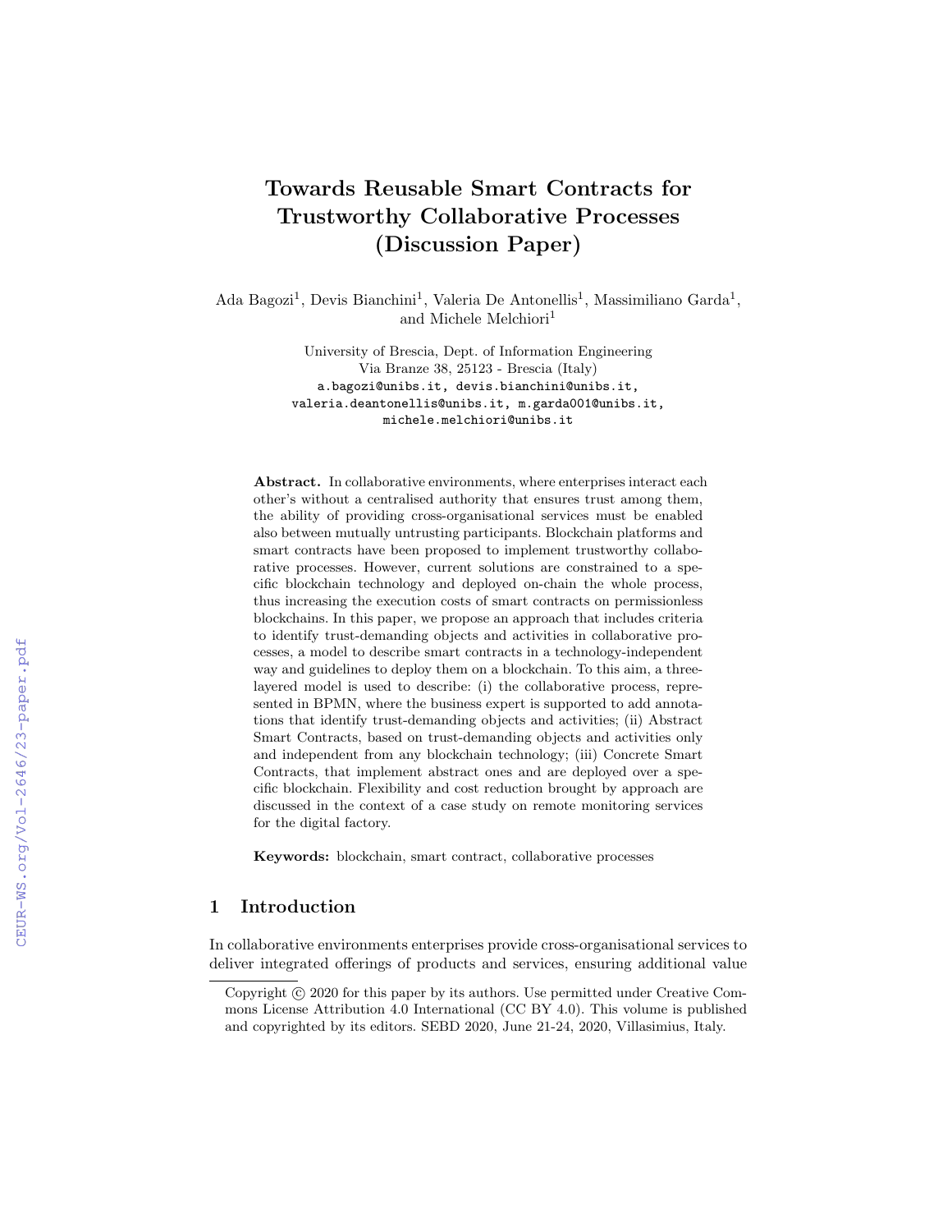# Towards Reusable Smart Contracts for Trustworthy Collaborative Processes (Discussion Paper)

Ada Bagozi[1], Devis Bianchini[1], Valeria De Antonellis[1], Massimiliano Garda[1], and Michele Melchiori[1]

University of Brescia, Dept. of Information Engineering
Via Branze 38, 25123 - Brescia (Italy)
a.bagozi@unibs.it, devis.bianchini@unibs.it,
valeria.deantonellis@unibs.it, m.garda001@unibs.it,
michele.melchiori@unibs.it

**Abstract.** In collaborative environments, where enterprises interact each other's without a centralised authority that ensures trust among them, the ability of providing cross-organisational services must be enabled also between mutually untrusting participants. Blockchain platforms and smart contracts have been proposed to implement trustworthy collaborative processes. However, current solutions are constrained to a specific blockchain technology and deployed on-chain the whole process, thus increasing the execution costs of smart contracts on permissionless blockchains. In this paper, we propose an approach that includes criteria to identify trust-demanding objects and activities in collaborative processes, a model to describe smart contracts in a technology-independent way and guidelines to deploy them on a blockchain. To this aim, a three-layered model is used to describe: (i) the collaborative process, represented in BPMN, where the business expert is supported to add annotations that identify trust-demanding objects and activities; (ii) Abstract Smart Contracts, based on trust-demanding objects and activities only and independent from any blockchain technology; (iii) Concrete Smart Contracts, that implement abstract ones and are deployed over a specific blockchain. Flexibility and cost reduction brought by approach are discussed in the context of a case study on remote monitoring services for the digital factory.

**Keywords:** blockchain, smart contract, collaborative processes

## 1 Introduction

In collaborative environments enterprises provide cross-organisational services to deliver integrated offerings of products and services, ensuring additional value

Copyright © 2020 for this paper by its authors. Use permitted under Creative Commons License Attribution 4.0 International (CC BY 4.0). This volume is published and copyrighted by its editors. SEBD 2020, June 21-24, 2020, Villasimius, Italy.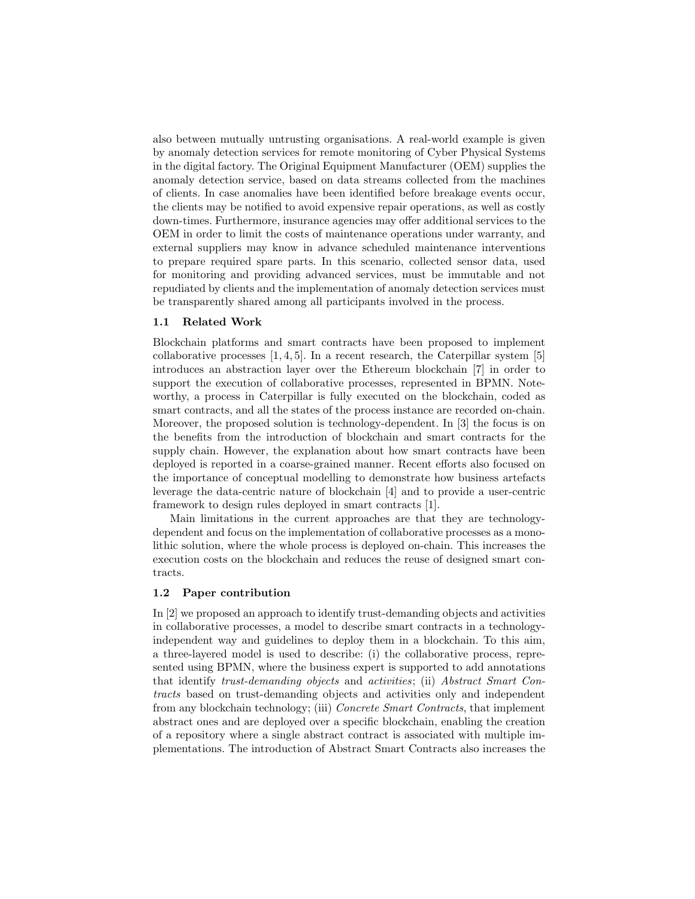also between mutually untrusting organisations. A real-world example is given by anomaly detection services for remote monitoring of Cyber Physical Systems in the digital factory. The Original Equipment Manufacturer (OEM) supplies the anomaly detection service, based on data streams collected from the machines of clients. In case anomalies have been identified before breakage events occur, the clients may be notified to avoid expensive repair operations, as well as costly down-times. Furthermore, insurance agencies may offer additional services to the OEM in order to limit the costs of maintenance operations under warranty, and external suppliers may know in advance scheduled maintenance interventions to prepare required spare parts. In this scenario, collected sensor data, used for monitoring and providing advanced services, must be immutable and not repudiated by clients and the implementation of anomaly detection services must be transparently shared among all participants involved in the process.

### 1.1 Related Work

Blockchain platforms and smart contracts have been proposed to implement collaborative processes [1, 4, 5]. In a recent research, the Caterpillar system [5] introduces an abstraction layer over the Ethereum blockchain [7] in order to support the execution of collaborative processes, represented in BPMN. Noteworthy, a process in Caterpillar is fully executed on the blockchain, coded as smart contracts, and all the states of the process instance are recorded on-chain. Moreover, the proposed solution is technology-dependent. In [3] the focus is on the benefits from the introduction of blockchain and smart contracts for the supply chain. However, the explanation about how smart contracts have been deployed is reported in a coarse-grained manner. Recent efforts also focused on the importance of conceptual modelling to demonstrate how business artefacts leverage the data-centric nature of blockchain [4] and to provide a user-centric framework to design rules deployed in smart contracts [1].

Main limitations in the current approaches are that they are technology-dependent and focus on the implementation of collaborative processes as a monolithic solution, where the whole process is deployed on-chain. This increases the execution costs on the blockchain and reduces the reuse of designed smart contracts.

### 1.2 Paper contribution

In [2] we proposed an approach to identify trust-demanding objects and activities in collaborative processes, a model to describe smart contracts in a technology-independent way and guidelines to deploy them in a blockchain. To this aim, a three-layered model is used to describe: (i) the collaborative process, represented using BPMN, where the business expert is supported to add annotations that identify *trust-demanding objects* and *activities*; (ii) *Abstract Smart Contracts* based on trust-demanding objects and activities only and independent from any blockchain technology; (iii) *Concrete Smart Contracts*, that implement abstract ones and are deployed over a specific blockchain, enabling the creation of a repository where a single abstract contract is associated with multiple implementations. The introduction of Abstract Smart Contracts also increases the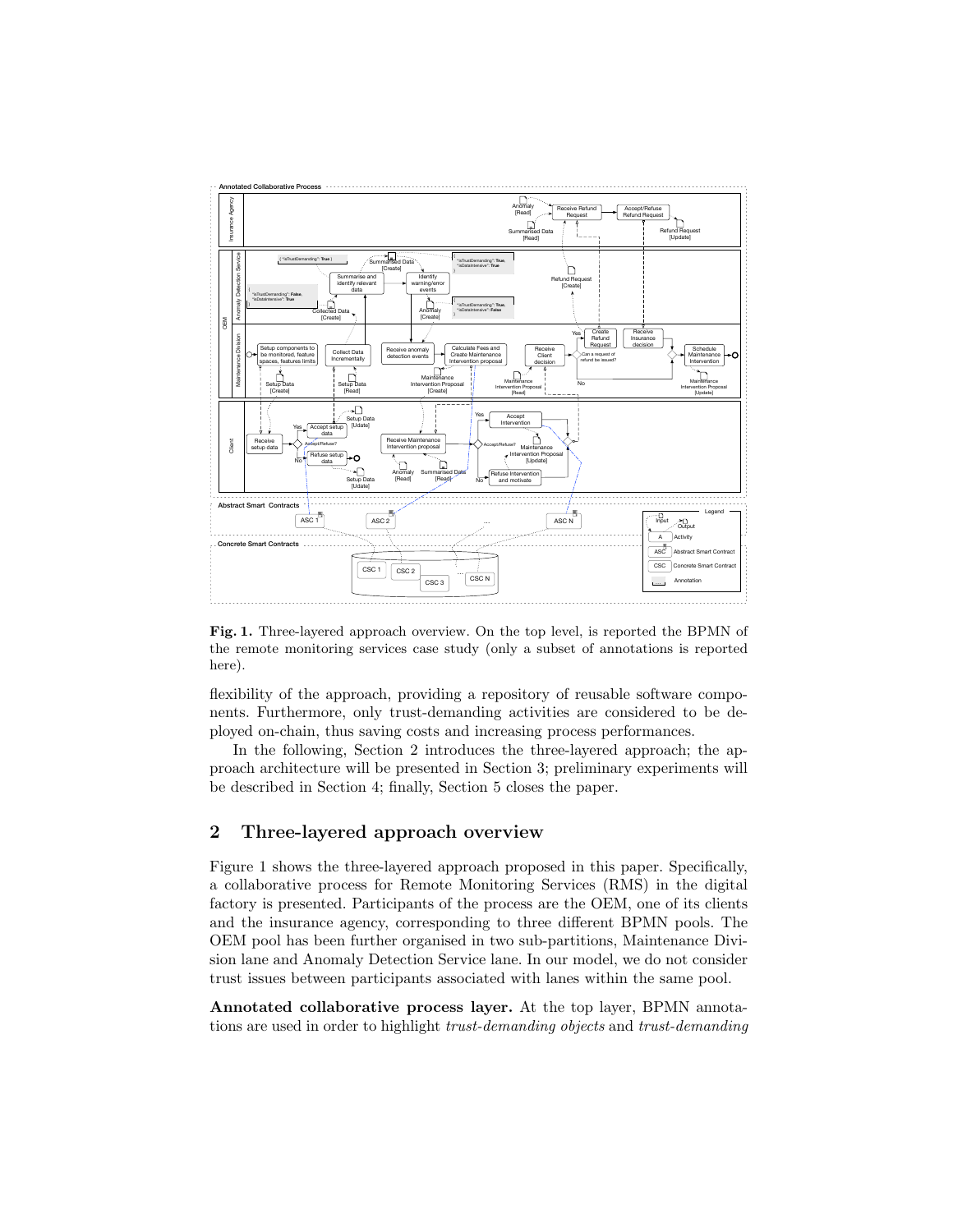Fig. 1. Three-layered approach overview. On the top level, is reported the BPMN of the remote monitoring services case study (only a subset of annotations is reported here).

flexibility of the approach, providing a repository of reusable software components. Furthermore, only trust-demanding activities are considered to be deployed on-chain, thus saving costs and increasing process performances.

In the following, Section 2 introduces the three-layered approach; the approach architecture will be presented in Section 3; preliminary experiments will be described in Section 4; finally, Section 5 closes the paper.

## 2 Three-layered approach overview

Figure 1 shows the three-layered approach proposed in this paper. Specifically, a collaborative process for Remote Monitoring Services (RMS) in the digital factory is presented. Participants of the process are the OEM, one of its clients and the insurance agency, corresponding to three different BPMN pools. The OEM pool has been further organised in two sub-partitions, Maintenance Division lane and Anomaly Detection Service lane. In our model, we do not consider trust issues between participants associated with lanes within the same pool.

**Annotated collaborative process layer.** At the top layer, BPMN annotations are used in order to highlight *trust-demanding objects* and *trust-demanding*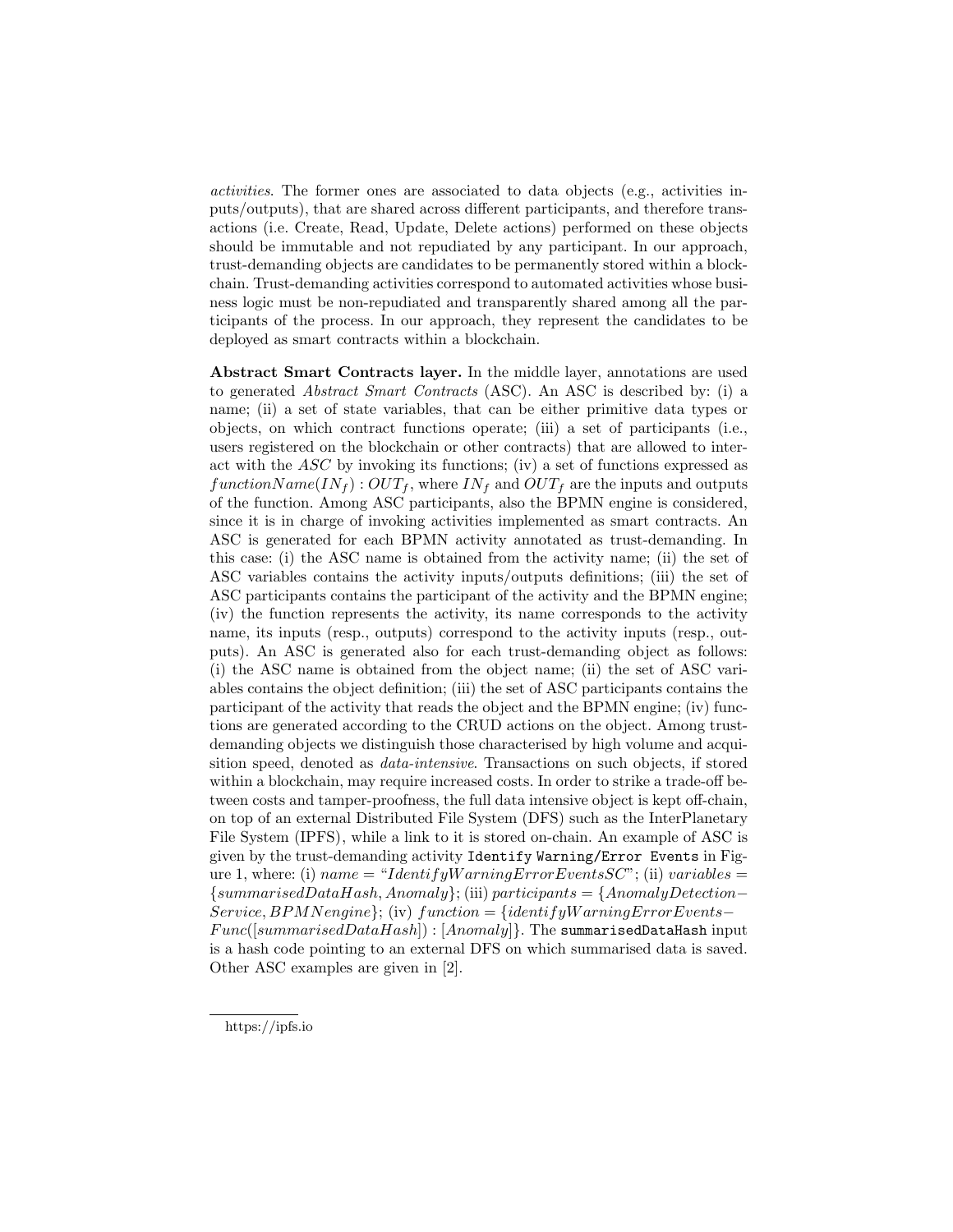*activities*. The former ones are associated to data objects (e.g., activities inputs/outputs), that are shared across different participants, and therefore transactions (i.e. Create, Read, Update, Delete actions) performed on these objects should be immutable and not repudiated by any participant. In our approach, trust-demanding objects are candidates to be permanently stored within a blockchain. Trust-demanding activities correspond to automated activities whose business logic must be non-repudiated and transparently shared among all the participants of the process. In our approach, they represent the candidates to be deployed as smart contracts within a blockchain.

**Abstract Smart Contracts layer.** In the middle layer, annotations are used to generated *Abstract Smart Contracts* (ASC). An ASC is described by: (i) a name; (ii) a set of state variables, that can be either primitive data types or objects, on which contract functions operate; (iii) a set of participants (i.e., users registered on the blockchain or other contracts) that are allowed to interact with the *ASC* by invoking its functions; (iv) a set of functions expressed as $functionName(IN_f) : OUT_f$, where $IN_f$ and $OUT_f$ are the inputs and outputs of the function. Among ASC participants, also the BPMN engine is considered, since it is in charge of invoking activities implemented as smart contracts. An ASC is generated for each BPMN activity annotated as trust-demanding. In this case: (i) the ASC name is obtained from the activity name; (ii) the set of ASC variables contains the activity inputs/outputs definitions; (iii) the set of ASC participants contains the participant of the activity and the BPMN engine; (iv) the function represents the activity, its name corresponds to the activity name, its inputs (resp., outputs) correspond to the activity inputs (resp., outputs). An ASC is generated also for each trust-demanding object as follows: (i) the ASC name is obtained from the object name; (ii) the set of ASC variables contains the object definition; (iii) the set of ASC participants contains the participant of the activity that reads the object and the BPMN engine; (iv) functions are generated according to the CRUD actions on the object. Among trust-demanding objects we distinguish those characterised by high volume and acquisition speed, denoted as *data-intensive*. Transactions on such objects, if stored within a blockchain, may require increased costs. In order to strike a trade-off between costs and tamper-proofness, the full data intensive object is kept off-chain, on top of an external Distributed File System (DFS) such as the InterPlanetary File System (IPFS), while a link to it is stored on-chain. An example of ASC is given by the trust-demanding activity `Identify Warning/Error Events` in Figure 1, where: (i) $name =$ "$IdentifyWarningErrorEventsSC$"; (ii) $variables = \{summarisedDataHash, Anomaly\}$; (iii) $participants = \{AnomalyDetection-Service, BPMNengine\}$; (iv) $function = \{identifyWarningErrorEvents-Func([summarisedDataHash]) : [Anomaly]\}$. The `summarisedDataHash` input is a hash code pointing to an external DFS on which summarised data is saved. Other ASC examples are given in [2].

https://ipfs.io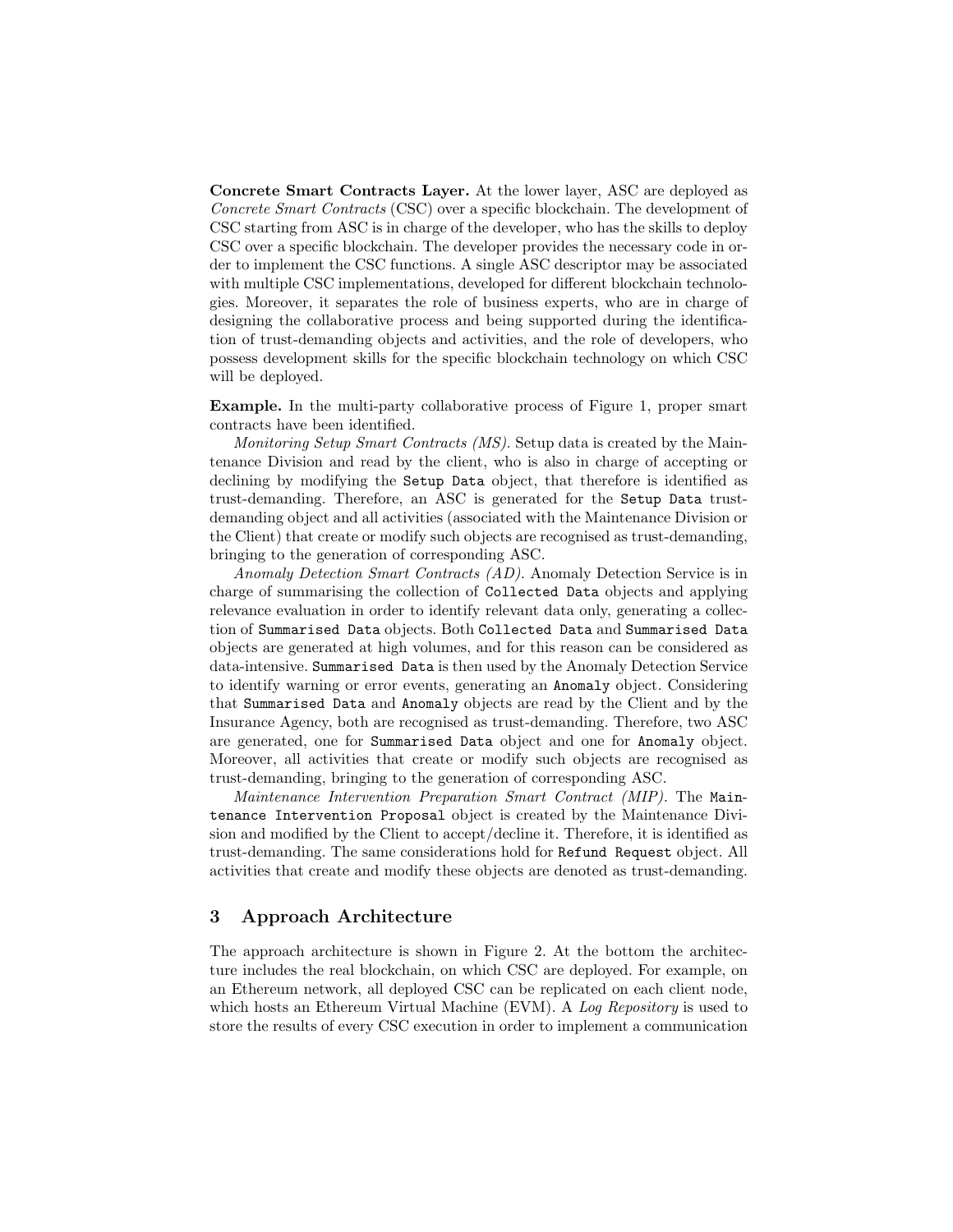**Concrete Smart Contracts Layer.** At the lower layer, ASC are deployed as *Concrete Smart Contracts* (CSC) over a specific blockchain. The development of CSC starting from ASC is in charge of the developer, who has the skills to deploy CSC over a specific blockchain. The developer provides the necessary code in order to implement the CSC functions. A single ASC descriptor may be associated with multiple CSC implementations, developed for different blockchain technologies. Moreover, it separates the role of business experts, who are in charge of designing the collaborative process and being supported during the identification of trust-demanding objects and activities, and the role of developers, who possess development skills for the specific blockchain technology on which CSC will be deployed.

**Example.** In the multi-party collaborative process of Figure 1, proper smart contracts have been identified.

*Monitoring Setup Smart Contracts (MS).* Setup data is created by the Maintenance Division and read by the client, who is also in charge of accepting or declining by modifying the `Setup Data` object, that therefore is identified as trust-demanding. Therefore, an ASC is generated for the `Setup Data` trust-demanding object and all activities (associated with the Maintenance Division or the Client) that create or modify such objects are recognised as trust-demanding, bringing to the generation of corresponding ASC.

*Anomaly Detection Smart Contracts (AD).* Anomaly Detection Service is in charge of summarising the collection of `Collected Data` objects and applying relevance evaluation in order to identify relevant data only, generating a collection of `Summarised Data` objects. Both `Collected Data` and `Summarised Data` objects are generated at high volumes, and for this reason can be considered as data-intensive. `Summarised Data` is then used by the Anomaly Detection Service to identify warning or error events, generating an `Anomaly` object. Considering that `Summarised Data` and `Anomaly` objects are read by the Client and by the Insurance Agency, both are recognised as trust-demanding. Therefore, two ASC are generated, one for `Summarised Data` object and one for `Anomaly` object. Moreover, all activities that create or modify such objects are recognised as trust-demanding, bringing to the generation of corresponding ASC.

*Maintenance Intervention Preparation Smart Contract (MIP).* The `Maintenance Intervention Proposal` object is created by the Maintenance Division and modified by the Client to accept/decline it. Therefore, it is identified as trust-demanding. The same considerations hold for `Refund Request` object. All activities that create and modify these objects are denoted as trust-demanding.

## 3 Approach Architecture

The approach architecture is shown in Figure 2. At the bottom the architecture includes the real blockchain, on which CSC are deployed. For example, on an Ethereum network, all deployed CSC can be replicated on each client node, which hosts an Ethereum Virtual Machine (EVM). A *Log Repository* is used to store the results of every CSC execution in order to implement a communication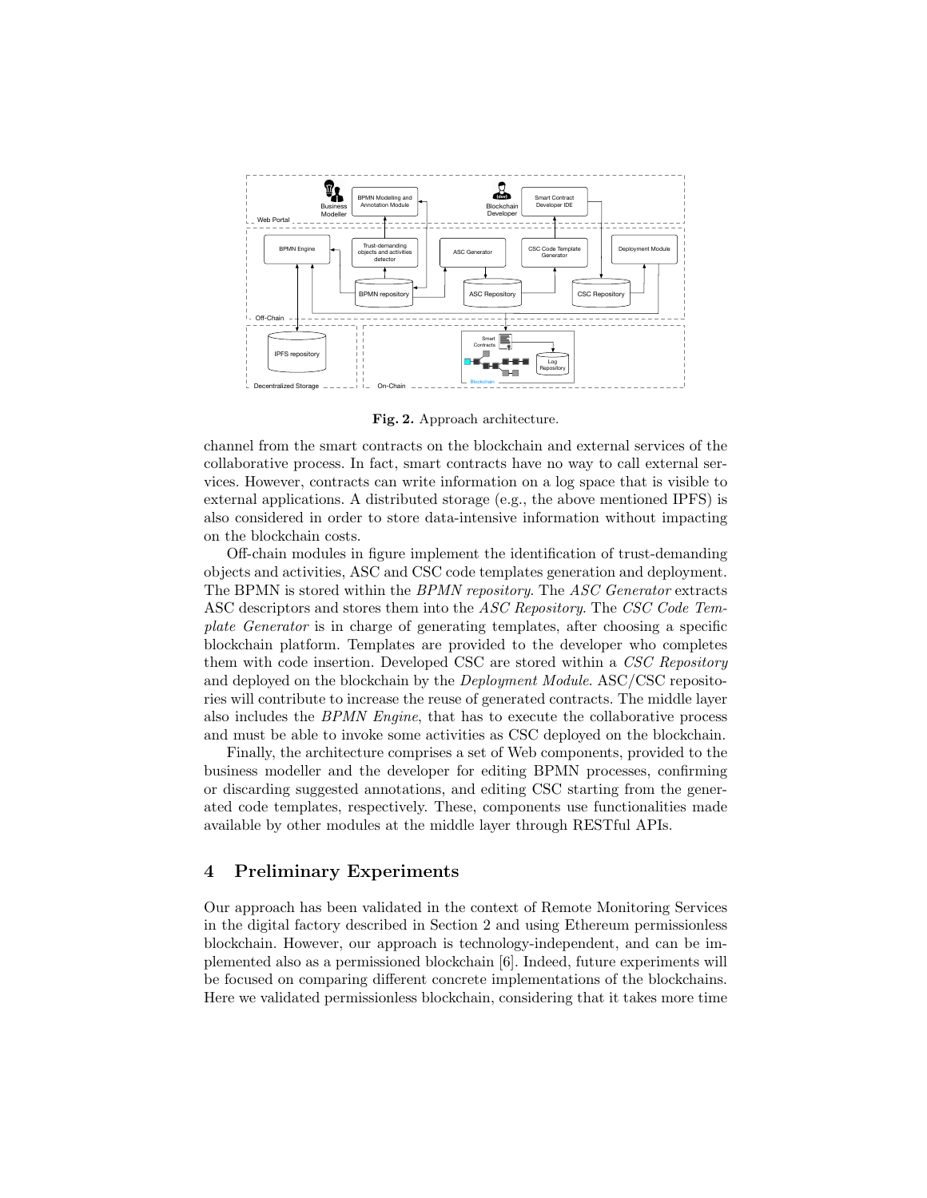Business Modeller
BPMN Modelling and Annotation Module
Blockchain Developer
Smart Contract Developer IDE
Web Portal
BPMN Engine
Trust-demanding objects and activities detector
ASC Generator
CSC Code Template Generator
Deployment Module
BPMN repository
ASC Repository
CSC Repository
Off-Chain
IPFS repository
Smart Contracts
Log Repository
Blockchain
Decentralized Storage
On-Chain

**Fig. 2.** Approach architecture.

channel from the smart contracts on the blockchain and external services of the collaborative process. In fact, smart contracts have no way to call external services. However, contracts can write information on a log space that is visible to external applications. A distributed storage (e.g., the above mentioned IPFS) is also considered in order to store data-intensive information without impacting on the blockchain costs.

Off-chain modules in figure implement the identification of trust-demanding objects and activities, ASC and CSC code templates generation and deployment. The BPMN is stored within the *BPMN repository*. The *ASC Generator* extracts ASC descriptors and stores them into the *ASC Repository*. The *CSC Code Template Generator* is in charge of generating templates, after choosing a specific blockchain platform. Templates are provided to the developer who completes them with code insertion. Developed CSC are stored within a *CSC Repository* and deployed on the blockchain by the *Deployment Module*. ASC/CSC repositories will contribute to increase the reuse of generated contracts. The middle layer also includes the *BPMN Engine*, that has to execute the collaborative process and must be able to invoke some activities as CSC deployed on the blockchain.

Finally, the architecture comprises a set of Web components, provided to the business modeller and the developer for editing BPMN processes, confirming or discarding suggested annotations, and editing CSC starting from the generated code templates, respectively. These, components use functionalities made available by other modules at the middle layer through RESTful APIs.

## 4 Preliminary Experiments

Our approach has been validated in the context of Remote Monitoring Services in the digital factory described in Section 2 and using Ethereum permissionless blockchain. However, our approach is technology-independent, and can be implemented also as a permissioned blockchain [6]. Indeed, future experiments will be focused on comparing different concrete implementations of the blockchains. Here we validated permissionless blockchain, considering that it takes more time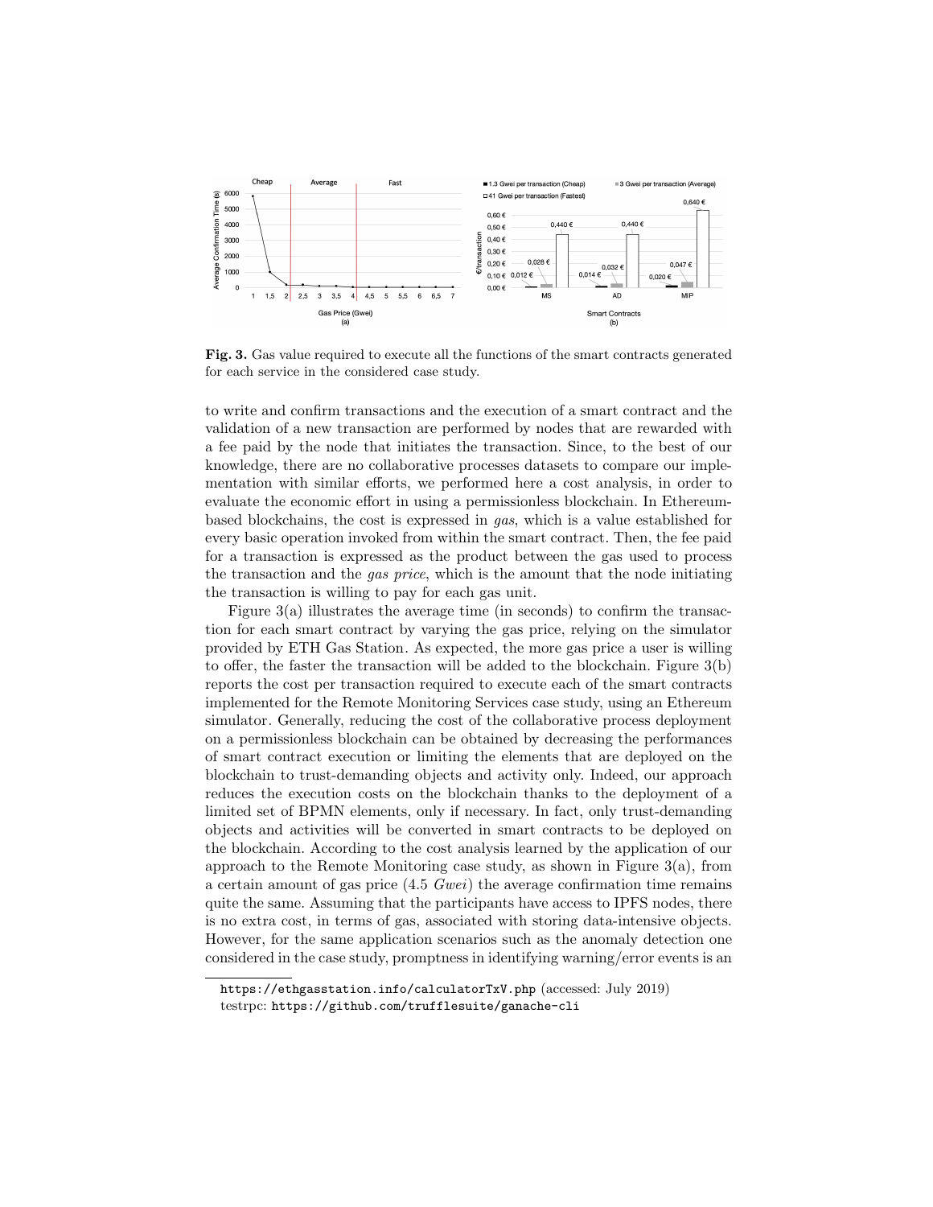Cheap
Average
Fast
Average Confirmation Time (s)
6000
5000
4000
3000
2000
1000
0
1 1,5 2 2,5 3 3,5 4 4,5 5 5,5 6 6,5 7
Gas Price (Gwei)
(a)

■ 1.3 Gwei per transaction (Cheap) ■ 3 Gwei per transaction (Average)
□ 41 Gwei per transaction (Fastest)
€/transaction
0,60 €
0,50 €
0,40 €
0,30 €
0,20 €
0,10 €
0,00 €
0,012 € 0,028 € 0,440 €
0,014 € 0,032 € 0,440 €
0,020 € 0,047 € 0,640 €
MS AD MIP
Smart Contracts
(b)

**Fig. 3.** Gas value required to execute all the functions of the smart contracts generated for each service in the considered case study.

to write and confirm transactions and the execution of a smart contract and the validation of a new transaction are performed by nodes that are rewarded with a fee paid by the node that initiates the transaction. Since, to the best of our knowledge, there are no collaborative processes datasets to compare our implementation with similar efforts, we performed here a cost analysis, in order to evaluate the economic effort in using a permissionless blockchain. In Ethereum-based blockchains, the cost is expressed in *gas*, which is a value established for every basic operation invoked from within the smart contract. Then, the fee paid for a transaction is expressed as the product between the gas used to process the transaction and the *gas price*, which is the amount that the node initiating the transaction is willing to pay for each gas unit.

Figure 3(a) illustrates the average time (in seconds) to confirm the transaction for each smart contract by varying the gas price, relying on the simulator provided by ETH Gas Station. As expected, the more gas price a user is willing to offer, the faster the transaction will be added to the blockchain. Figure 3(b) reports the cost per transaction required to execute each of the smart contracts implemented for the Remote Monitoring Services case study, using an Ethereum simulator. Generally, reducing the cost of the collaborative process deployment on a permissionless blockchain can be obtained by decreasing the performances of smart contract execution or limiting the elements that are deployed on the blockchain to trust-demanding objects and activity only. Indeed, our approach reduces the execution costs on the blockchain thanks to the deployment of a limited set of BPMN elements, only if necessary. In fact, only trust-demanding objects and activities will be converted in smart contracts to be deployed on the blockchain. According to the cost analysis learned by the application of our approach to the Remote Monitoring case study, as shown in Figure 3(a), from a certain amount of gas price (4.5 *Gwei*) the average confirmation time remains quite the same. Assuming that the participants have access to IPFS nodes, there is no extra cost, in terms of gas, associated with storing data-intensive objects. However, for the same application scenarios such as the anomaly detection one considered in the case study, promptness in identifying warning/error events is an

https://ethgasstation.info/calculatorTxV.php (accessed: July 2019)
testrpc: https://github.com/trufflesuite/ganache-cli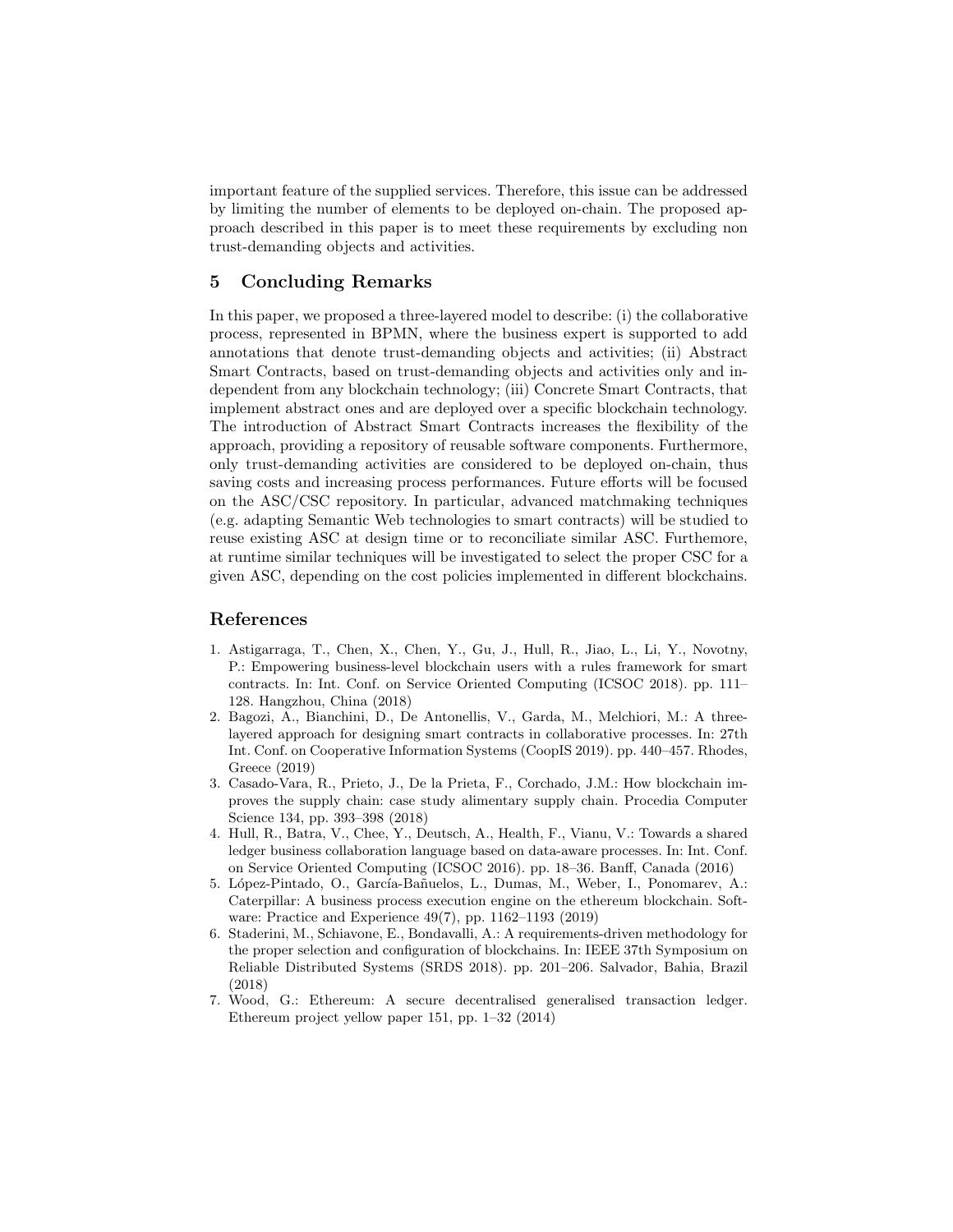important feature of the supplied services. Therefore, this issue can be addressed by limiting the number of elements to be deployed on-chain. The proposed approach described in this paper is to meet these requirements by excluding non trust-demanding objects and activities.

## 5 Concluding Remarks

In this paper, we proposed a three-layered model to describe: (i) the collaborative process, represented in BPMN, where the business expert is supported to add annotations that denote trust-demanding objects and activities; (ii) Abstract Smart Contracts, based on trust-demanding objects and activities only and independent from any blockchain technology; (iii) Concrete Smart Contracts, that implement abstract ones and are deployed over a specific blockchain technology. The introduction of Abstract Smart Contracts increases the flexibility of the approach, providing a repository of reusable software components. Furthermore, only trust-demanding activities are considered to be deployed on-chain, thus saving costs and increasing process performances. Future efforts will be focused on the ASC/CSC repository. In particular, advanced matchmaking techniques (e.g. adapting Semantic Web technologies to smart contracts) will be studied to reuse existing ASC at design time or to reconciliate similar ASC. Furthemore, at runtime similar techniques will be investigated to select the proper CSC for a given ASC, depending on the cost policies implemented in different blockchains.

## References

1. Astigarraga, T., Chen, X., Chen, Y., Gu, J., Hull, R., Jiao, L., Li, Y., Novotny, P.: Empowering business-level blockchain users with a rules framework for smart contracts. In: Int. Conf. on Service Oriented Computing (ICSOC 2018). pp. 111–128. Hangzhou, China (2018)
2. Bagozi, A., Bianchini, D., De Antonellis, V., Garda, M., Melchiori, M.: A three-layered approach for designing smart contracts in collaborative processes. In: 27th Int. Conf. on Cooperative Information Systems (CoopIS 2019). pp. 440–457. Rhodes, Greece (2019)
3. Casado-Vara, R., Prieto, J., De la Prieta, F., Corchado, J.M.: How blockchain improves the supply chain: case study alimentary supply chain. Procedia Computer Science 134, pp. 393–398 (2018)
4. Hull, R., Batra, V., Chee, Y., Deutsch, A., Health, F., Vianu, V.: Towards a shared ledger business collaboration language based on data-aware processes. In: Int. Conf. on Service Oriented Computing (ICSOC 2016). pp. 18–36. Banff, Canada (2016)
5. López-Pintado, O., García-Bañuelos, L., Dumas, M., Weber, I., Ponomarev, A.: Caterpillar: A business process execution engine on the ethereum blockchain. Software: Practice and Experience 49(7), pp. 1162–1193 (2019)
6. Staderini, M., Schiavone, E., Bondavalli, A.: A requirements-driven methodology for the proper selection and configuration of blockchains. In: IEEE 37th Symposium on Reliable Distributed Systems (SRDS 2018). pp. 201–206. Salvador, Bahia, Brazil (2018)
7. Wood, G.: Ethereum: A secure decentralised generalised transaction ledger. Ethereum project yellow paper 151, pp. 1–32 (2014)